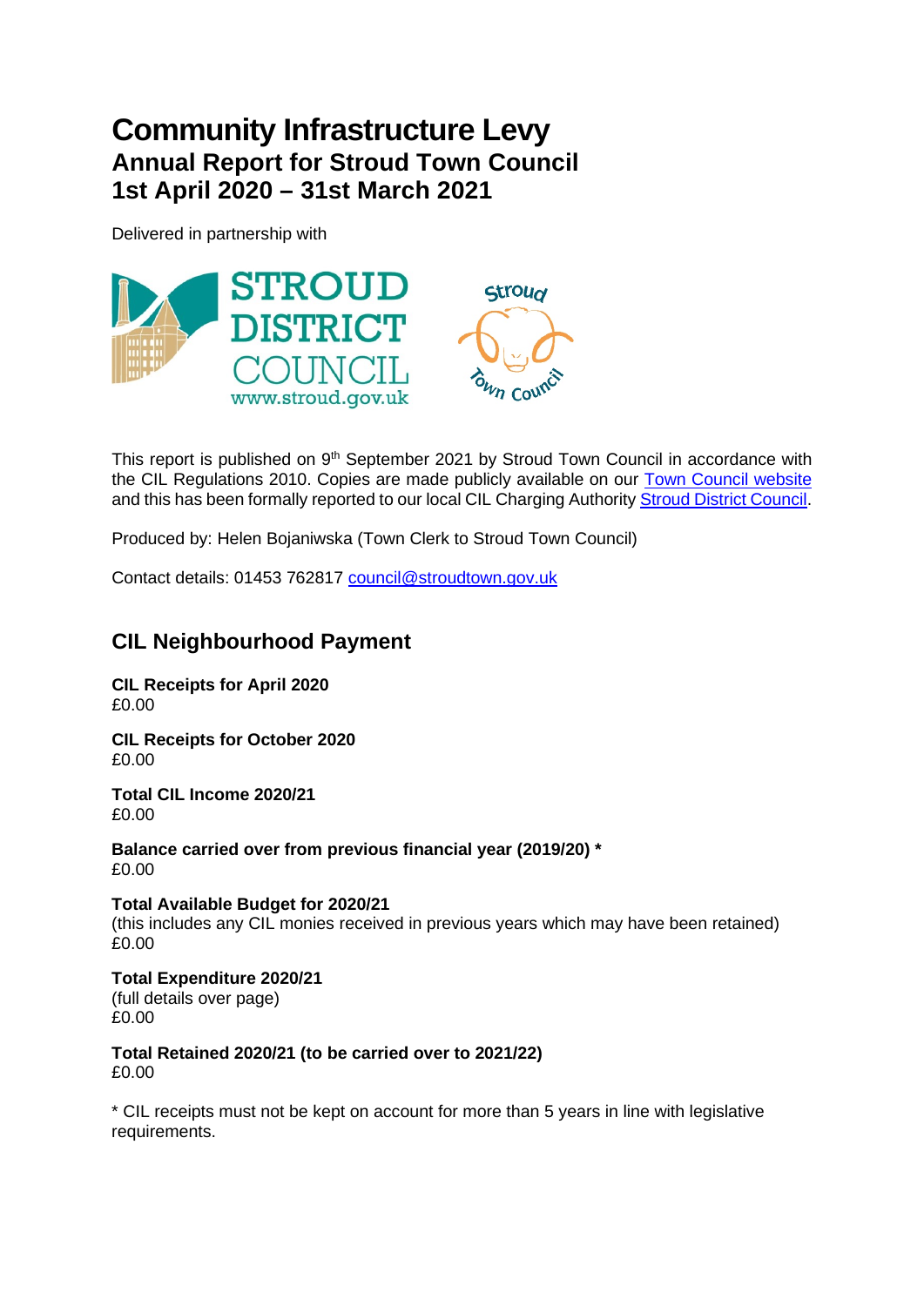# Community Infrastructure Levy

## Annual Report for Stroud Town Council
## 1st April 2020 – 31st March 2021

Delivered in partnership with

This report is published on 9th September 2021 by Stroud Town Council in accordance with the CIL Regulations 2010. Copies are made publicly available on our Town Council website and this has been formally reported to our local CIL Charging Authority Stroud District Council.

Produced by: Helen Bojaniwska (Town Clerk to Stroud Town Council)

Contact details: 01453 762817 council@stroudtown.gov.uk

## CIL Neighbourhood Payment

**CIL Receipts for April 2020**
£0.00

**CIL Receipts for October 2020**
£0.00

**Total CIL Income 2020/21**
£0.00

**Balance carried over from previous financial year (2019/20) ***
£0.00

**Total Available Budget for 2020/21**
(this includes any CIL monies received in previous years which may have been retained)
£0.00

**Total Expenditure 2020/21**
(full details over page)
£0.00

**Total Retained 2020/21 (to be carried over to 2021/22)**
£0.00

* CIL receipts must not be kept on account for more than 5 years in line with legislative requirements.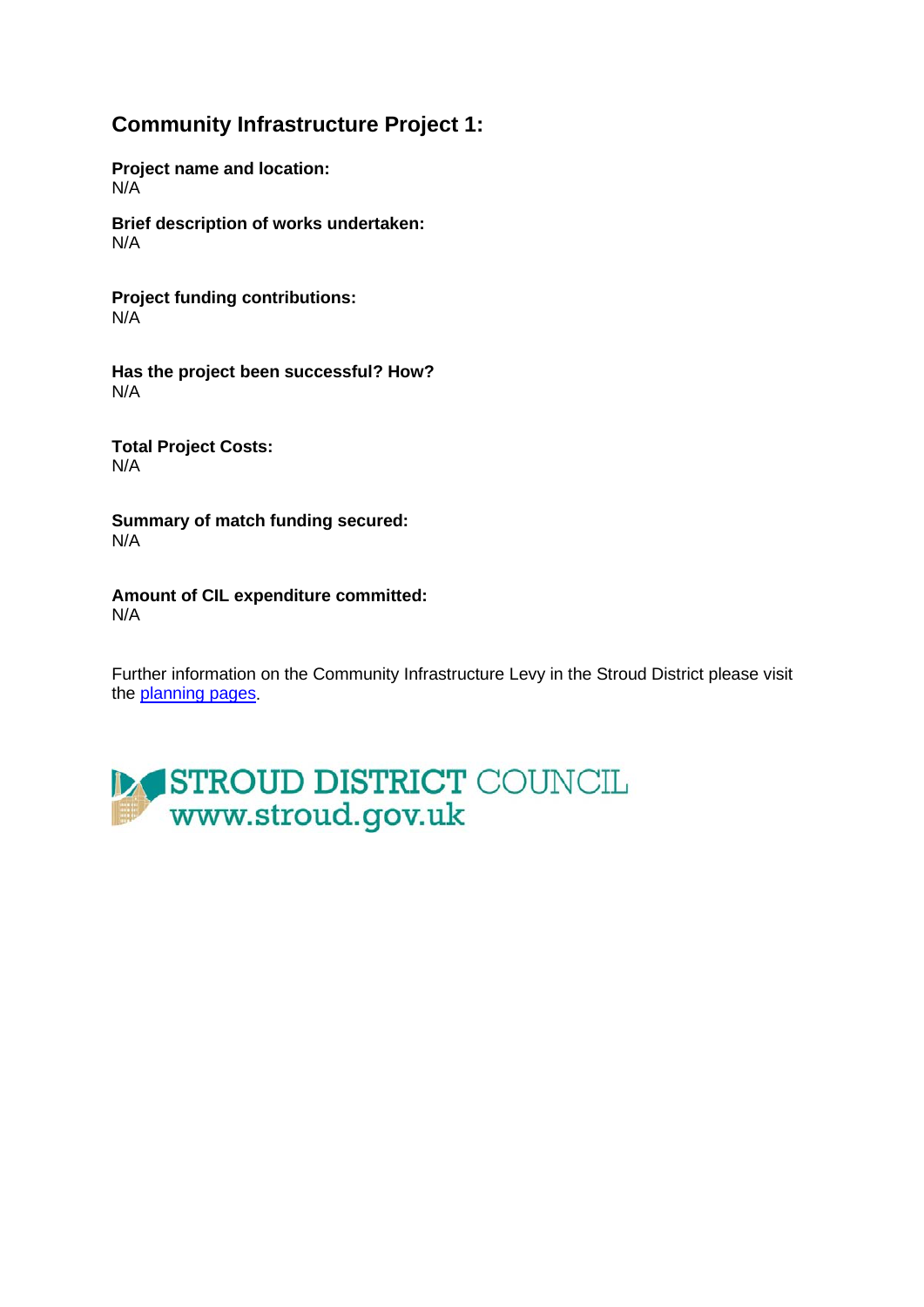## Community Infrastructure Project 1:

**Project name and location:**
N/A

**Brief description of works undertaken:**
N/A

**Project funding contributions:**
N/A

**Has the project been successful? How?**
N/A

**Total Project Costs:**
N/A

**Summary of match funding secured:**
N/A

**Amount of CIL expenditure committed:**
N/A

Further information on the Community Infrastructure Levy in the Stroud District please visit the planning pages.

STROUD DISTRICT COUNCIL
www.stroud.gov.uk